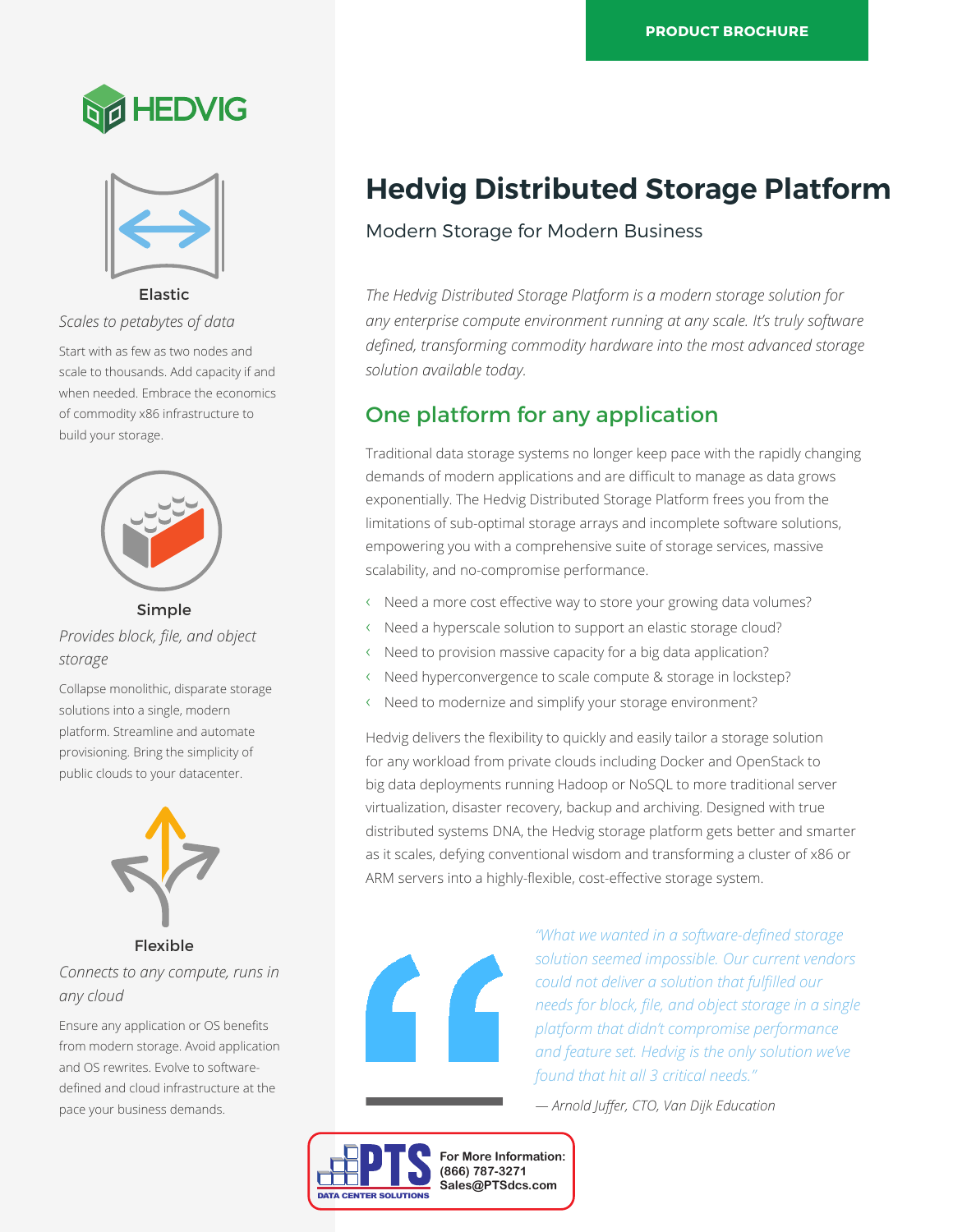PRODUCT BROCHURE

HEDVIG

# Hedvig Distributed Storage Platform

Modern Storage for Modern Business

*The Hedvig Distributed Storage Platform is a modern storage solution for any enterprise compute environment running at any scale. It's truly software defined, transforming commodity hardware into the most advanced storage solution available today.*

## One platform for any application

Traditional data storage systems no longer keep pace with the rapidly changing demands of modern applications and are difficult to manage as data grows exponentially. The Hedvig Distributed Storage Platform frees you from the limitations of sub-optimal storage arrays and incomplete software solutions, empowering you with a comprehensive suite of storage services, massive scalability, and no-compromise performance.

- Need a more cost effective way to store your growing data volumes?
- Need a hyperscale solution to support an elastic storage cloud?
- Need to provision massive capacity for a big data application?
- Need hyperconvergence to scale compute & storage in lockstep?
- Need to modernize and simplify your storage environment?

Hedvig delivers the flexibility to quickly and easily tailor a storage solution for any workload from private clouds including Docker and OpenStack to big data deployments running Hadoop or NoSQL to more traditional server virtualization, disaster recovery, backup and archiving. Designed with true distributed systems DNA, the Hedvig storage platform gets better and smarter as it scales, defying conventional wisdom and transforming a cluster of x86 or ARM servers into a highly-flexible, cost-effective storage system.

> *"What we wanted in a software-defined storage solution seemed impossible. Our current vendors could not deliver a solution that fulfilled our needs for block, file, and object storage in a single platform that didn't compromise performance and feature set. Hedvig is the only solution we've found that hit all 3 critical needs."*
>
> *— Arnold Juffer, CTO, Van Dijk Education*

### Elastic

*Scales to petabytes of data*

Start with as few as two nodes and scale to thousands. Add capacity if and when needed. Embrace the economics of commodity x86 infrastructure to build your storage.

### Simple

*Provides block, file, and object storage*

Collapse monolithic, disparate storage solutions into a single, modern platform. Streamline and automate provisioning. Bring the simplicity of public clouds to your datacenter.

### Flexible

*Connects to any compute, runs in any cloud*

Ensure any application or OS benefits from modern storage. Avoid application and OS rewrites. Evolve to software-defined and cloud infrastructure at the pace your business demands.

PTS DATA CENTER SOLUTIONS

**For More Information:**
**(866) 787-3271**
**Sales@PTSdcs.com**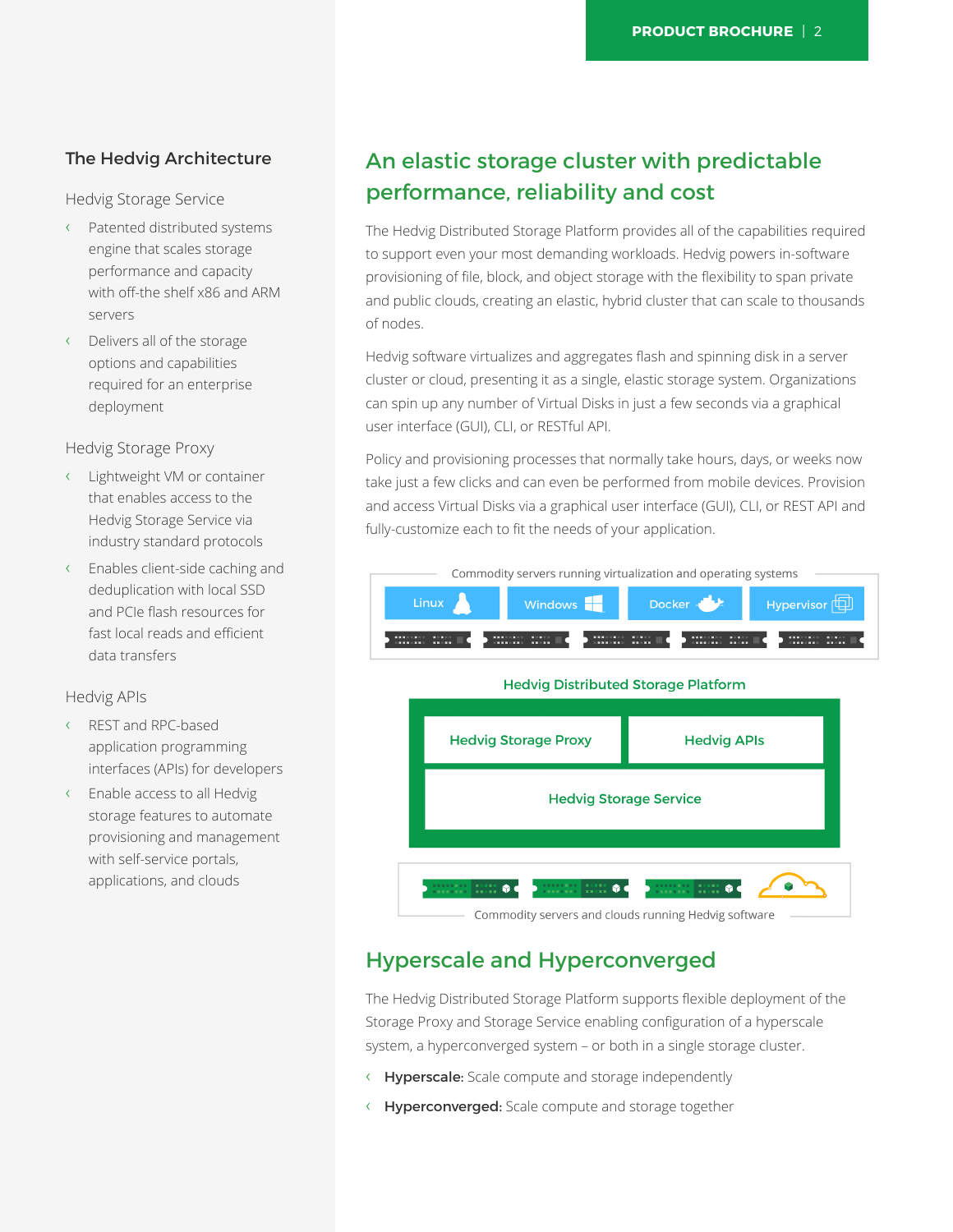## The Hedvig Architecture

### Hedvig Storage Service

- Patented distributed systems engine that scales storage performance and capacity with off-the shelf x86 and ARM servers
- Delivers all of the storage options and capabilities required for an enterprise deployment

### Hedvig Storage Proxy

- Lightweight VM or container that enables access to the Hedvig Storage Service via industry standard protocols
- Enables client-side caching and deduplication with local SSD and PCIe flash resources for fast local reads and efficient data transfers

### Hedvig APIs

- REST and RPC-based application programming interfaces (APIs) for developers
- Enable access to all Hedvig storage features to automate provisioning and management with self-service portals, applications, and clouds

## An elastic storage cluster with predictable performance, reliability and cost

The Hedvig Distributed Storage Platform provides all of the capabilities required to support even your most demanding workloads. Hedvig powers in-software provisioning of file, block, and object storage with the flexibility to span private and public clouds, creating an elastic, hybrid cluster that can scale to thousands of nodes.

Hedvig software virtualizes and aggregates flash and spinning disk in a server cluster or cloud, presenting it as a single, elastic storage system. Organizations can spin up any number of Virtual Disks in just a few seconds via a graphical user interface (GUI), CLI, or RESTful API.

Policy and provisioning processes that normally take hours, days, or weeks now take just a few clicks and can even be performed from mobile devices. Provision and access Virtual Disks via a graphical user interface (GUI), CLI, or REST API and fully-customize each to fit the needs of your application.

Commodity servers running virtualization and operating systems

Linux | Windows | Docker | Hypervisor

Hedvig Distributed Storage Platform

Hedvig Storage Proxy | Hedvig APIs

Hedvig Storage Service

Commodity servers and clouds running Hedvig software

## Hyperscale and Hyperconverged

The Hedvig Distributed Storage Platform supports flexible deployment of the Storage Proxy and Storage Service enabling configuration of a hyperscale system, a hyperconverged system – or both in a single storage cluster.

- **Hyperscale:** Scale compute and storage independently
- **Hyperconverged:** Scale compute and storage together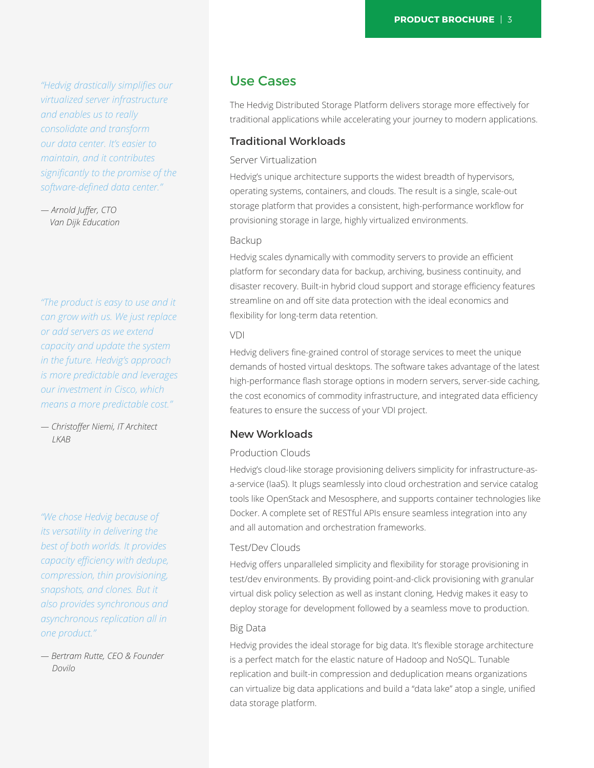*"Hedvig drastically simplifies our virtualized server infrastructure and enables us to really consolidate and transform our data center. It's easier to maintain, and it contributes significantly to the promise of the software-defined data center."*

*— Arnold Juffer, CTO
Van Dijk Education*

*"The product is easy to use and it can grow with us. We just replace or add servers as we extend capacity and update the system in the future. Hedvig's approach is more predictable and leverages our investment in Cisco, which means a more predictable cost."*

*— Christoffer Niemi, IT Architect
LKAB*

*"We chose Hedvig because of its versatility in delivering the best of both worlds. It provides capacity efficiency with dedupe, compression, thin provisioning, snapshots, and clones. But it also provides synchronous and asynchronous replication all in one product."*

*— Bertram Rutte, CEO & Founder
Dovilo*

## Use Cases

The Hedvig Distributed Storage Platform delivers storage more effectively for traditional applications while accelerating your journey to modern applications.

### Traditional Workloads

#### Server Virtualization

Hedvig's unique architecture supports the widest breadth of hypervisors, operating systems, containers, and clouds. The result is a single, scale-out storage platform that provides a consistent, high-performance workflow for provisioning storage in large, highly virtualized environments.

#### Backup

Hedvig scales dynamically with commodity servers to provide an efficient platform for secondary data for backup, archiving, business continuity, and disaster recovery. Built-in hybrid cloud support and storage efficiency features streamline on and off site data protection with the ideal economics and flexibility for long-term data retention.

#### VDI

Hedvig delivers fine-grained control of storage services to meet the unique demands of hosted virtual desktops. The software takes advantage of the latest high-performance flash storage options in modern servers, server-side caching, the cost economics of commodity infrastructure, and integrated data efficiency features to ensure the success of your VDI project.

### New Workloads

#### Production Clouds

Hedvig's cloud-like storage provisioning delivers simplicity for infrastructure-as-a-service (IaaS). It plugs seamlessly into cloud orchestration and service catalog tools like OpenStack and Mesosphere, and supports container technologies like Docker. A complete set of RESTful APIs ensure seamless integration into any and all automation and orchestration frameworks.

#### Test/Dev Clouds

Hedvig offers unparalleled simplicity and flexibility for storage provisioning in test/dev environments. By providing point-and-click provisioning with granular virtual disk policy selection as well as instant cloning, Hedvig makes it easy to deploy storage for development followed by a seamless move to production.

#### Big Data

Hedvig provides the ideal storage for big data. It's flexible storage architecture is a perfect match for the elastic nature of Hadoop and NoSQL. Tunable replication and built-in compression and deduplication means organizations can virtualize big data applications and build a "data lake" atop a single, unified data storage platform.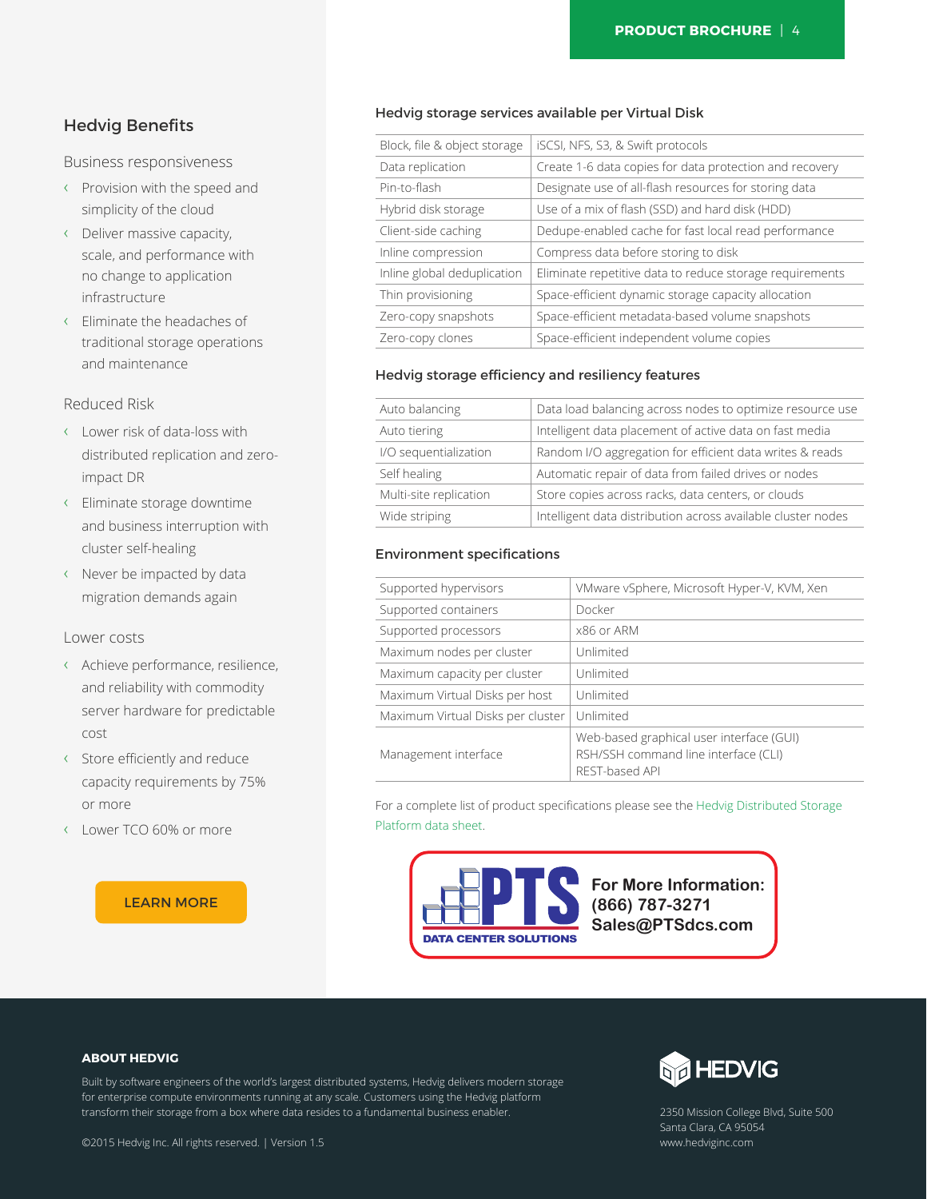## Hedvig Benefits

### Business responsiveness

- Provision with the speed and simplicity of the cloud
- Deliver massive capacity, scale, and performance with no change to application infrastructure
- Eliminate the headaches of traditional storage operations and maintenance

### Reduced Risk

- Lower risk of data-loss with distributed replication and zero-impact DR
- Eliminate storage downtime and business interruption with cluster self-healing
- Never be impacted by data migration demands again

### Lower costs

- Achieve performance, resilience, and reliability with commodity server hardware for predictable cost
- Store efficiently and reduce capacity requirements by 75% or more
- Lower TCO 60% or more

LEARN MORE

### Hedvig storage services available per Virtual Disk

| | |
|---|---|
| Block, file & object storage | iSCSI, NFS, S3, & Swift protocols |
| Data replication | Create 1-6 data copies for data protection and recovery |
| Pin-to-flash | Designate use of all-flash resources for storing data |
| Hybrid disk storage | Use of a mix of flash (SSD) and hard disk (HDD) |
| Client-side caching | Dedupe-enabled cache for fast local read performance |
| Inline compression | Compress data before storing to disk |
| Inline global deduplication | Eliminate repetitive data to reduce storage requirements |
| Thin provisioning | Space-efficient dynamic storage capacity allocation |
| Zero-copy snapshots | Space-efficient metadata-based volume snapshots |
| Zero-copy clones | Space-efficient independent volume copies |

### Hedvig storage efficiency and resiliency features

| | |
|---|---|
| Auto balancing | Data load balancing across nodes to optimize resource use |
| Auto tiering | Intelligent data placement of active data on fast media |
| I/O sequentialization | Random I/O aggregation for efficient data writes & reads |
| Self healing | Automatic repair of data from failed drives or nodes |
| Multi-site replication | Store copies across racks, data centers, or clouds |
| Wide striping | Intelligent data distribution across available cluster nodes |

### Environment specifications

| | |
|---|---|
| Supported hypervisors | VMware vSphere, Microsoft Hyper-V, KVM, Xen |
| Supported containers | Docker |
| Supported processors | x86 or ARM |
| Maximum nodes per cluster | Unlimited |
| Maximum capacity per cluster | Unlimited |
| Maximum Virtual Disks per host | Unlimited |
| Maximum Virtual Disks per cluster | Unlimited |
| Management interface | Web-based graphical user interface (GUI)<br>RSH/SSH command line interface (CLI)<br>REST-based API |

For a complete list of product specifications please see the Hedvig Distributed Storage Platform data sheet.

PTS DATA CENTER SOLUTIONS

**For More Information:**
**(866) 787-3271**
**Sales@PTSdcs.com**

**ABOUT HEDVIG**

Built by software engineers of the world's largest distributed systems, Hedvig delivers modern storage for enterprise compute environments running at any scale. Customers using the Hedvig platform transform their storage from a box where data resides to a fundamental business enabler.

©2015 Hedvig Inc. All rights reserved. | Version 1.5

HEDVIG

2350 Mission College Blvd, Suite 500
Santa Clara, CA 95054
www.hedviginc.com